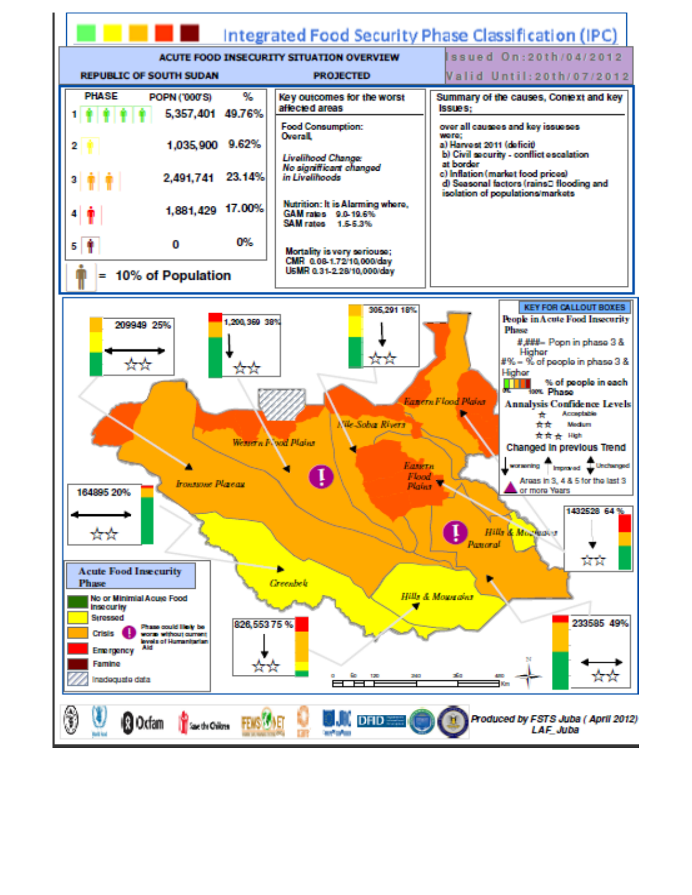# Integrated Food Security Phase Classification (IPC)

**ACUTE FOOD INSECURITY SITUATION OVERVIEW**

**REPUBLIC OF SOUTH SUDAN** — **PROJECTED**

Issued On: 20th/04/2012

Valid Until: 20th/07/2012

| PHASE | POPN ('000'S) | % |
|---|---|---|
| 1 | 5,357,401 | 49.76% |
| 2 | 1,035,900 | 9.62% |
| 3 | 2,491,741 | 23.14% |
| 4 | 1,881,429 | 17.00% |
| 5 | 0 | 0% |

= 10% of Population

## Key outcomes for the worst affected areas

Food Consumption: Overall,

*Livelihood Change: No significant changed in Livelihoods*

Nutrition: It is Alarming where,
GAM rates 9.0-19.6%
SAM rates 1.5-5.3%

Mortality is very seriouse;
CMR 0.08-1.72/10,000/day
U5MR 0.31-2.28/10,000/day

## Summary of the causes, Context and key Issues;

over all causes and key issueses were;

a) Harvest 2011 (deficit)
b) Civil security - conflict escalation at border
c) Inflation (market food prices)
d) Seasonal factors (rains flooding and isolation of populations/markets

## Map

Callout boxes: 209949 25%; 1,200,369 38%; 305,291 18%; 164895 20%; 1432528 64 %; 826,553 75 %; 233585 49%

Map labels: Eastern Flood Plains; Nile-Sobat Rivers; Western Flood Plains; Ironstone Plateau; Eastern Flood Plains; Hills & Mountains Pastoral; Greenbelt; Hills & Mountains

### KEY FOR CALLOUT BOXES

People in Acute Food Insecurity Phase

- #,###– Popn in phase 3 & Higher
- #% – % of people in phase 3 & Higher
- % of people in each Phase (0% – 100%)

Annalysis Confidence Levels

- ★ Acceptable
- ★★ Medium
- ★★★ High

Changed in previous Trend

- worsening
- Improved
- Unchanged

Areas in 3, 4 & 5 for the last 3 or more Years

### Acute Food Insecurity Phase

- No or Minimal Acute Food Insecurity
- Stressed
- Crisis
- Emergency
- Famine
- Inadequate data

Phase could likely be worse without current levels of Humanitarian Aid

Km: 0, 60, 120, 240, 360, 480

Produced by FSTS Juba ( April 2012) LAF_Juba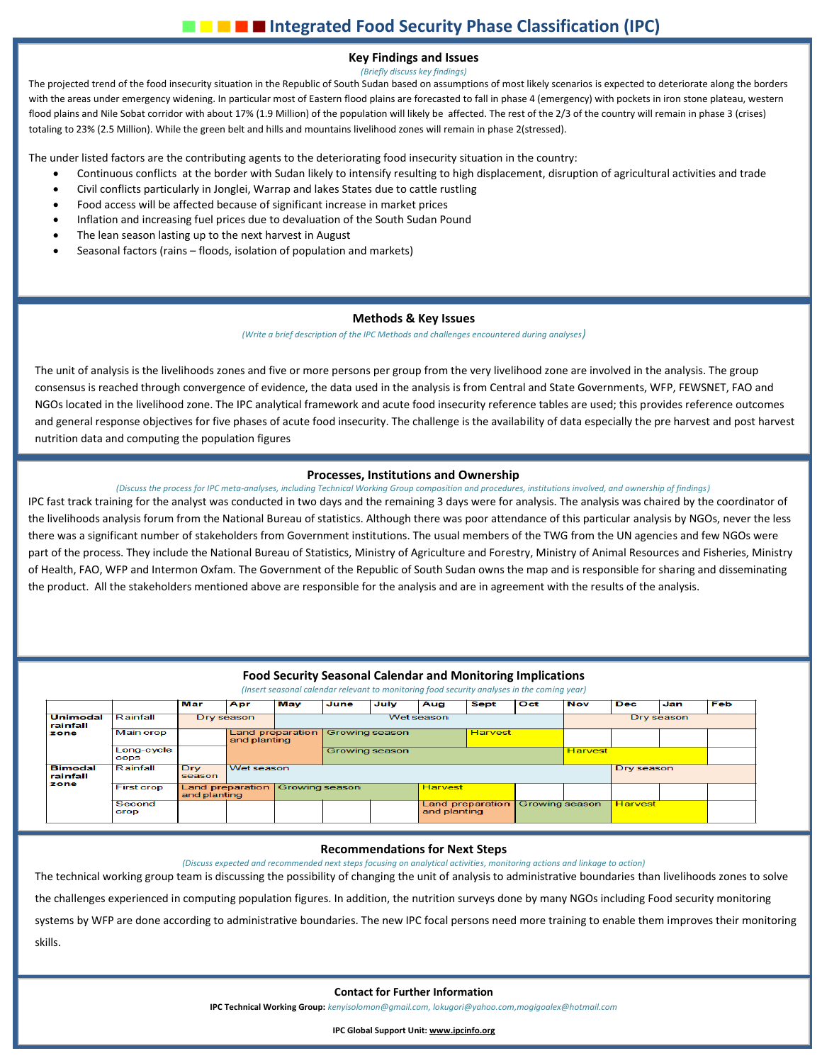# Integrated Food Security Phase Classification (IPC)

## Key Findings and Issues

*(Briefly discuss key findings)*

The projected trend of the food insecurity situation in the Republic of South Sudan based on assumptions of most likely scenarios is expected to deteriorate along the borders with the areas under emergency widening. In particular most of Eastern flood plains are forecasted to fall in phase 4 (emergency) with pockets in iron stone plateau, western flood plains and Nile Sobat corridor with about 17% (1.9 Million) of the population will likely be affected. The rest of the 2/3 of the country will remain in phase 3 (crises) totaling to 23% (2.5 Million). While the green belt and hills and mountains livelihood zones will remain in phase 2(stressed).

The under listed factors are the contributing agents to the deteriorating food insecurity situation in the country:

- Continuous conflicts at the border with Sudan likely to intensify resulting to high displacement, disruption of agricultural activities and trade
- Civil conflicts particularly in Jonglei, Warrap and lakes States due to cattle rustling
- Food access will be affected because of significant increase in market prices
- Inflation and increasing fuel prices due to devaluation of the South Sudan Pound
- The lean season lasting up to the next harvest in August
- Seasonal factors (rains – floods, isolation of population and markets)

## Methods & Key Issues

*(Write a brief description of the IPC Methods and challenges encountered during analyses)*

The unit of analysis is the livelihoods zones and five or more persons per group from the very livelihood zone are involved in the analysis. The group consensus is reached through convergence of evidence, the data used in the analysis is from Central and State Governments, WFP, FEWSNET, FAO and NGOs located in the livelihood zone. The IPC analytical framework and acute food insecurity reference tables are used; this provides reference outcomes and general response objectives for five phases of acute food insecurity. The challenge is the availability of data especially the pre harvest and post harvest nutrition data and computing the population figures

## Processes, Institutions and Ownership

*(Discuss the process for IPC meta-analyses, including Technical Working Group composition and procedures, institutions involved, and ownership of findings)*

IPC fast track training for the analyst was conducted in two days and the remaining 3 days were for analysis. The analysis was chaired by the coordinator of the livelihoods analysis forum from the National Bureau of statistics. Although there was poor attendance of this particular analysis by NGOs, never the less there was a significant number of stakeholders from Government institutions. The usual members of the TWG from the UN agencies and few NGOs were part of the process. They include the National Bureau of Statistics, Ministry of Agriculture and Forestry, Ministry of Animal Resources and Fisheries, Ministry of Health, FAO, WFP and Intermon Oxfam. The Government of the Republic of South Sudan owns the map and is responsible for sharing and disseminating the product. All the stakeholders mentioned above are responsible for the analysis and are in agreement with the results of the analysis.

## Food Security Seasonal Calendar and Monitoring Implications

*(Insert seasonal calendar relevant to monitoring food security analyses in the coming year)*

| | | Mar | Apr | May | June | July | Aug | Sept | Oct | Nov | Dec | Jan | Feb |
|---|---|---|---|---|---|---|---|---|---|---|---|---|---|
| Unimodal rainfall zone | Rainfall | Dry season | | Wet season | | | | | | Dry season | | | |
| | Main crop | | Land preparation and planting | | Growing season | | | Harvest | | | | | |
| | Long-cycle cops | | | | Growing season | | | | | Harvest | | | |
| Bimodal rainfall zone | Rainfall | Dry season | Wet season | | | | | | | | Dry season | | |
| | First crop | Land preparation and planting | | Growing season | | | Harvest | | | | | | |
| | Second crop | | | | | | Land preparation and planting | | Growing season | | Harvest | | |

## Recommendations for Next Steps

*(Discuss expected and recommended next steps focusing on analytical activities, monitoring actions and linkage to action)*

The technical working group team is discussing the possibility of changing the unit of analysis to administrative boundaries than livelihoods zones to solve the challenges experienced in computing population figures. In addition, the nutrition surveys done by many NGOs including Food security monitoring systems by WFP are done according to administrative boundaries. The new IPC focal persons need more training to enable them improves their monitoring skills.

## Contact for Further Information

**IPC Technical Working Group:** kenyisolomon@gmail.com, lokugori@yahoo.com,mogigoalex@hotmail.com

**IPC Global Support Unit:** www.ipcinfo.org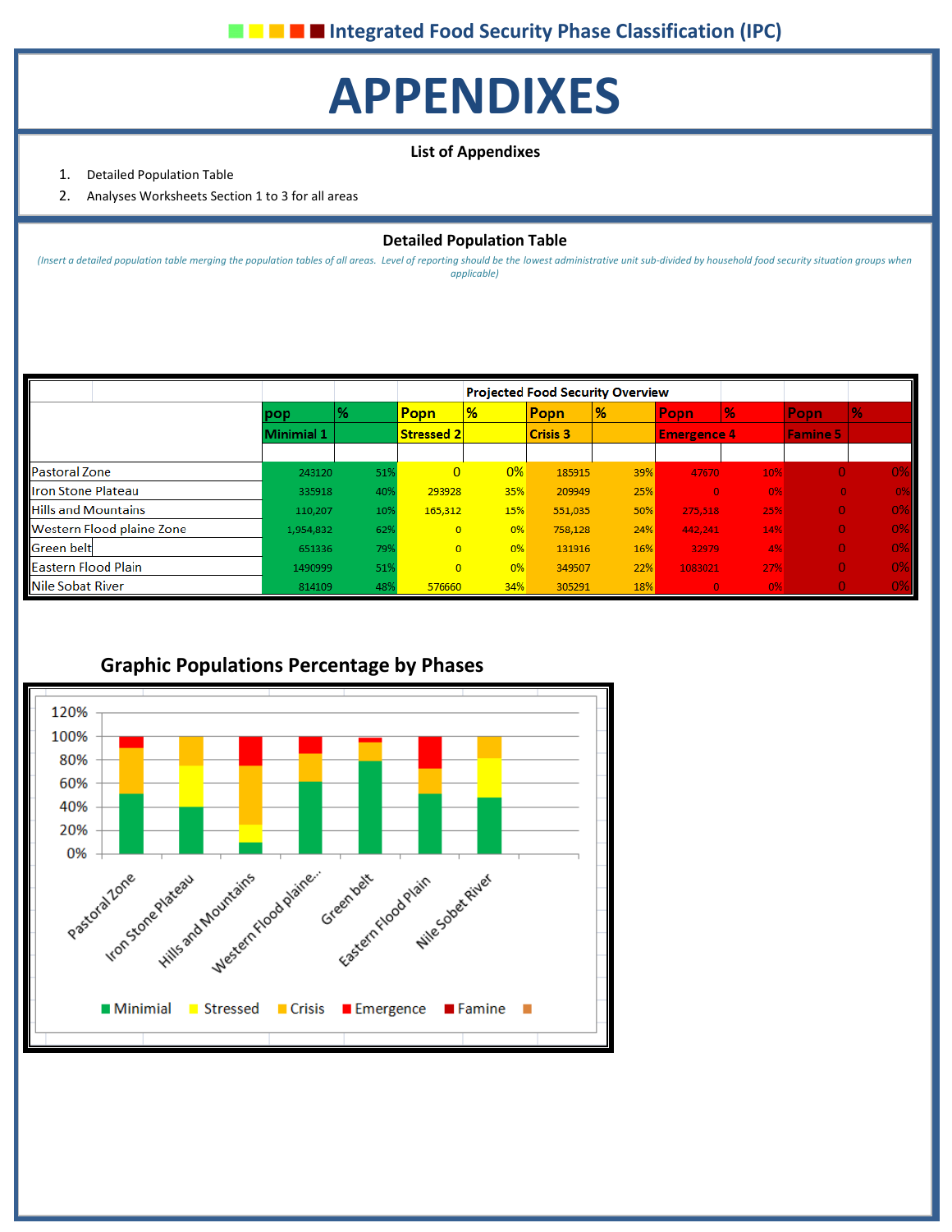Integrated Food Security Phase Classification (IPC)

# APPENDIXES

### List of Appendixes

1. Detailed Population Table
2. Analyses Worksheets Section 1 to 3 for all areas

### Detailed Population Table

*(Insert a detailed population table merging the population tables of all areas. Level of reporting should be the lowest administrative unit sub-divided by household food security situation groups when applicable)*

| | Projected Food Security Overview | | | | | | | | | |
|---|---|---|---|---|---|---|---|---|---|---|
| | pop | % | Popn | % | Popn | % | Popn | % | Popn | % |
| | Minimial 1 | | Stressed 2 | | Crisis 3 | | Emergence 4 | | Famine 5 | |
| Pastoral Zone | 243120 | 51% | 0 | 0% | 185915 | 39% | 47670 | 10% | 0 | 0% |
| Iron Stone Plateau | 335918 | 40% | 293928 | 35% | 209949 | 25% | 0 | 0% | 0 | 0% |
| Hills and Mountains | 110,207 | 10% | 165,312 | 15% | 551,035 | 50% | 275,518 | 25% | 0 | 0% |
| Western Flood plaine Zone | 1,954,832 | 62% | 0 | 0% | 758,128 | 24% | 442,241 | 14% | 0 | 0% |
| Green belt | 651336 | 79% | 0 | 0% | 131916 | 16% | 32979 | 4% | 0 | 0% |
| Eastern Flood Plain | 1490999 | 51% | 0 | 0% | 349507 | 22% | 1083021 | 27% | 0 | 0% |
| Nile Sobat River | 814109 | 48% | 576660 | 34% | 305291 | 18% | 0 | 0% | 0 | 0% |

### Graphic Populations Percentage by Phases

120%
100%
80%
60%
40%
20%
0%

Pastoral Zone
Iron Stone Plateau
Hills and Mountains
Western Flood plaine...
Green belt
Eastern Flood Plain
Nile Sobet River

Minimial
Stressed
Crisis
Emergence
Famine